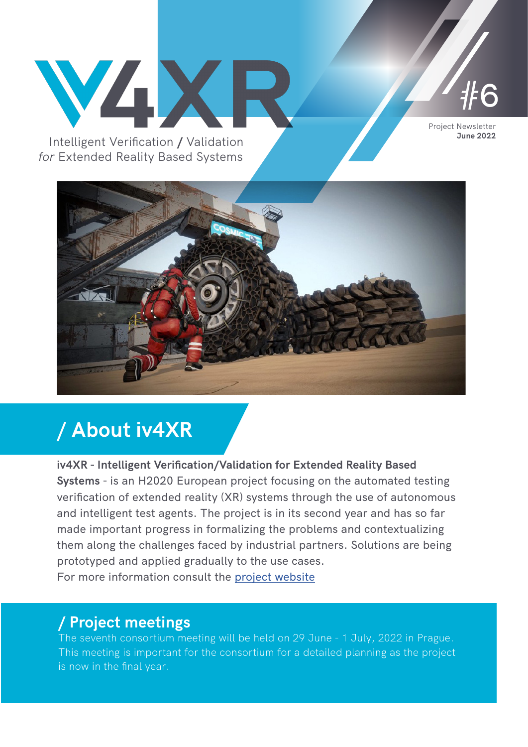# iv4XR

Intelligent Verification / Validation *for* Extended Reality Based Systems

#6

Project Newsletter
**June 2022**

## / About iv4XR

**iv4XR - Intelligent Verification/Validation for Extended Reality Based Systems** - is an H2020 European project focusing on the automated testing verification of extended reality (XR) systems through the use of autonomous and intelligent test agents. The project is in its second year and has so far made important progress in formalizing the problems and contextualizing them along the challenges faced by industrial partners. Solutions are being prototyped and applied gradually to the use cases.
For more information consult the [project website]

## / Project meetings

The seventh consortium meeting will be held on 29 June - 1 July, 2022 in Prague. This meeting is important for the consortium for a detailed planning as the project is now in the final year.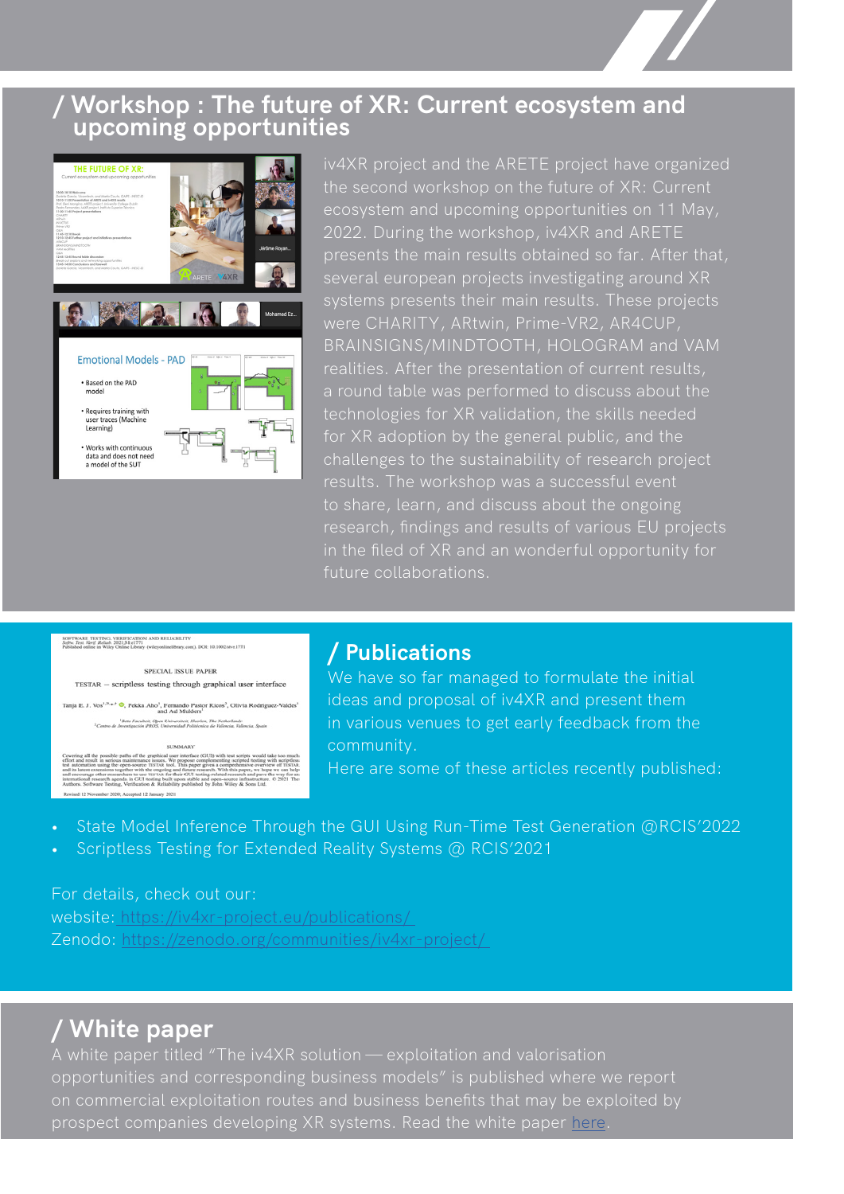## / Workshop : The future of XR: Current ecosystem and upcoming opportunities

iv4XR project and the ARETE project have organized the second workshop on the future of XR: Current ecosystem and upcoming opportunities on 11 May, 2022. During the workshop, iv4XR and ARETE presents the main results obtained so far. After that, several european projects investigating around XR systems presents their main results. These projects were CHARITY, ARtwin, Prime-VR2, AR4CUP, BRAINSIGNS/MINDTOOTH, HOLOGRAM and VAM realities. After the presentation of current results, a round table was performed to discuss about the technologies for XR validation, the skills needed for XR adoption by the general public, and the challenges to the sustainability of research project results. The workshop was a successful event to share, learn, and discuss about the ongoing research, findings and results of various EU projects in the filed of XR and an wonderful opportunity for future collaborations.

## / Publications

We have so far managed to formulate the initial ideas and proposal of iv4XR and present them in various venues to get early feedback from the community.

Here are some of these articles recently published:

- State Model Inference Through the GUI Using Run-Time Test Generation @RCIS'2022
- Scriptless Testing for Extended Reality Systems @ RCIS'2021

For details, check out our:
website: https://iv4xr-project.eu/publications/
Zenodo: https://zenodo.org/communities/iv4xr-project/

## / White paper

A white paper titled "The iv4XR solution — exploitation and valorisation opportunities and corresponding business models" is published where we report on commercial exploitation routes and business benefits that may be exploited by prospect companies developing XR systems. Read the white paper here.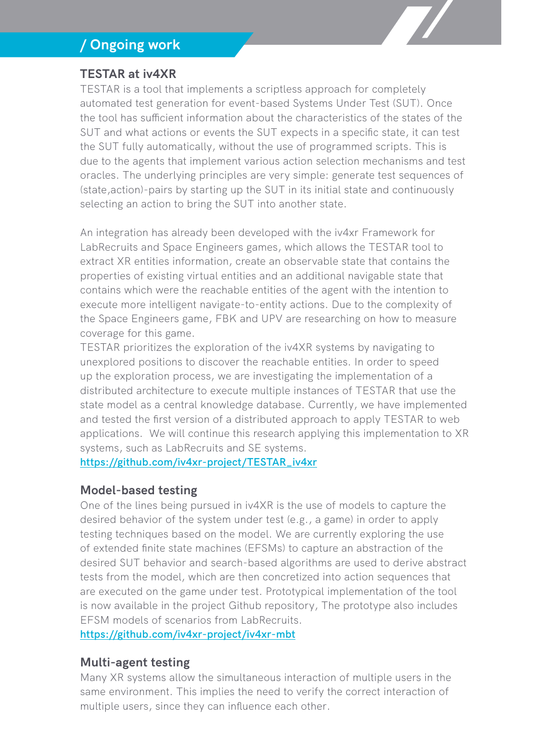## / Ongoing work

### TESTAR at iv4XR

TESTAR is a tool that implements a scriptless approach for completely automated test generation for event-based Systems Under Test (SUT). Once the tool has sufficient information about the characteristics of the states of the SUT and what actions or events the SUT expects in a specific state, it can test the SUT fully automatically, without the use of programmed scripts. This is due to the agents that implement various action selection mechanisms and test oracles. The underlying principles are very simple: generate test sequences of (state,action)-pairs by starting up the SUT in its initial state and continuously selecting an action to bring the SUT into another state.

An integration has already been developed with the iv4xr Framework for LabRecruits and Space Engineers games, which allows the TESTAR tool to extract XR entities information, create an observable state that contains the properties of existing virtual entities and an additional navigable state that contains which were the reachable entities of the agent with the intention to execute more intelligent navigate-to-entity actions. Due to the complexity of the Space Engineers game, FBK and UPV are researching on how to measure coverage for this game.

TESTAR prioritizes the exploration of the iv4XR systems by navigating to unexplored positions to discover the reachable entities. In order to speed up the exploration process, we are investigating the implementation of a distributed architecture to execute multiple instances of TESTAR that use the state model as a central knowledge database. Currently, we have implemented and tested the first version of a distributed approach to apply TESTAR to web applications. We will continue this research applying this implementation to XR systems, such as LabRecruits and SE systems.

https://github.com/iv4xr-project/TESTAR_iv4xr

### Model-based testing

One of the lines being pursued in iv4XR is the use of models to capture the desired behavior of the system under test (e.g., a game) in order to apply testing techniques based on the model. We are currently exploring the use of extended finite state machines (EFSMs) to capture an abstraction of the desired SUT behavior and search-based algorithms are used to derive abstract tests from the model, which are then concretized into action sequences that are executed on the game under test. Prototypical implementation of the tool is now available in the project Github repository, The prototype also includes EFSM models of scenarios from LabRecruits.

https://github.com/iv4xr-project/iv4xr-mbt

### Multi-agent testing

Many XR systems allow the simultaneous interaction of multiple users in the same environment. This implies the need to verify the correct interaction of multiple users, since they can influence each other.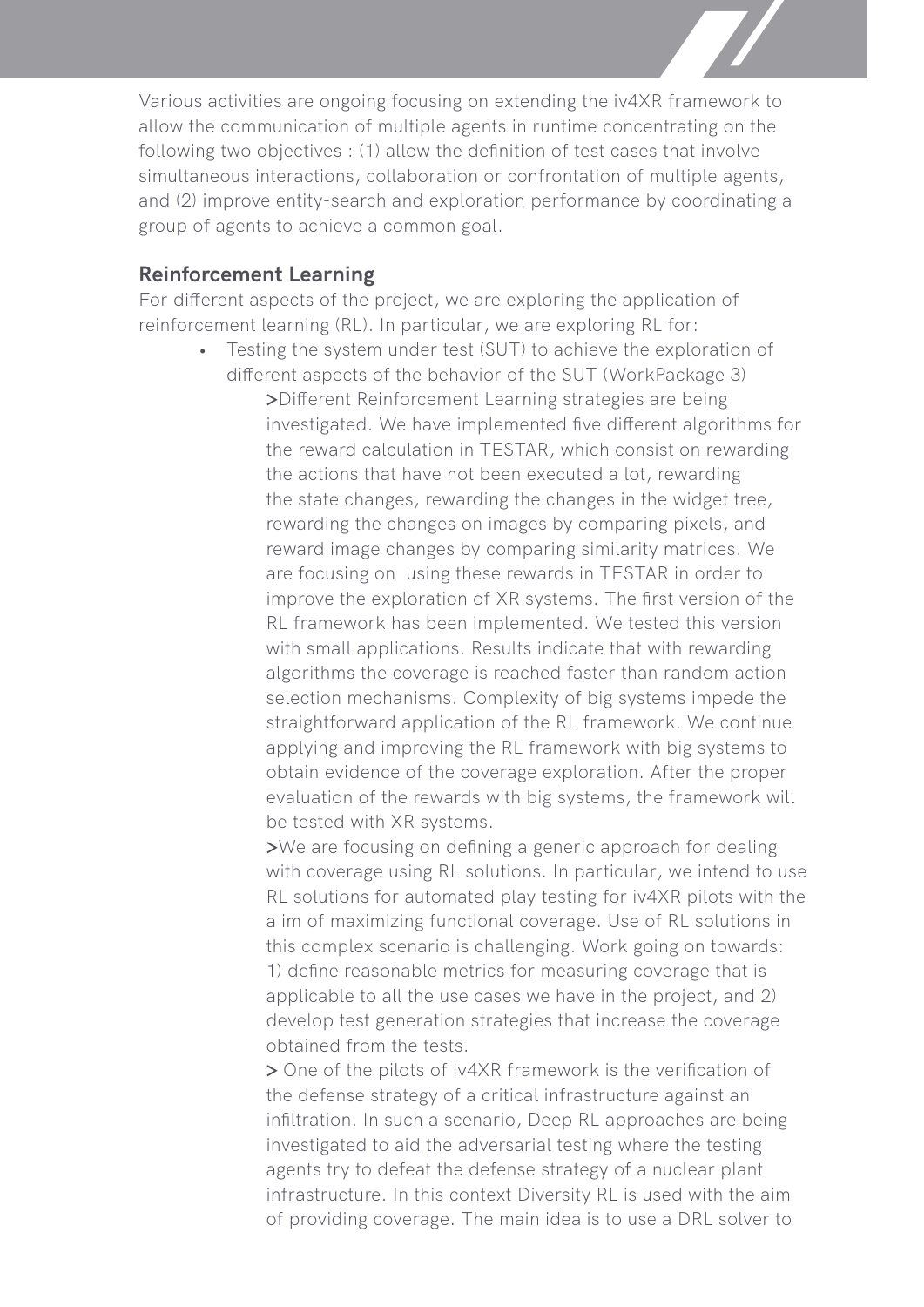Various activities are ongoing focusing on extending the iv4XR framework to allow the communication of multiple agents in runtime concentrating on the following two objectives : (1) allow the definition of test cases that involve simultaneous interactions, collaboration or confrontation of multiple agents, and (2) improve entity-search and exploration performance by coordinating a group of agents to achieve a common goal.

## Reinforcement Learning

For different aspects of the project, we are exploring the application of reinforcement learning (RL). In particular, we are exploring RL for:

- Testing the system under test (SUT) to achieve the exploration of different aspects of the behavior of the SUT (WorkPackage 3)

  **>**Different Reinforcement Learning strategies are being investigated. We have implemented five different algorithms for the reward calculation in TESTAR, which consist on rewarding the actions that have not been executed a lot, rewarding the state changes, rewarding the changes in the widget tree, rewarding the changes on images by comparing pixels, and reward image changes by comparing similarity matrices. We are focusing on using these rewards in TESTAR in order to improve the exploration of XR systems. The first version of the RL framework has been implemented. We tested this version with small applications. Results indicate that with rewarding algorithms the coverage is reached faster than random action selection mechanisms. Complexity of big systems impede the straightforward application of the RL framework. We continue applying and improving the RL framework with big systems to obtain evidence of the coverage exploration. After the proper evaluation of the rewards with big systems, the framework will be tested with XR systems.

  **>**We are focusing on defining a generic approach for dealing with coverage using RL solutions. In particular, we intend to use RL solutions for automated play testing for iv4XR pilots with the a im of maximizing functional coverage. Use of RL solutions in this complex scenario is challenging. Work going on towards: 1) define reasonable metrics for measuring coverage that is applicable to all the use cases we have in the project, and 2) develop test generation strategies that increase the coverage obtained from the tests.

  **>** One of the pilots of iv4XR framework is the verification of the defense strategy of a critical infrastructure against an infiltration. In such a scenario, Deep RL approaches are being investigated to aid the adversarial testing where the testing agents try to defeat the defense strategy of a nuclear plant infrastructure. In this context Diversity RL is used with the aim of providing coverage. The main idea is to use a DRL solver to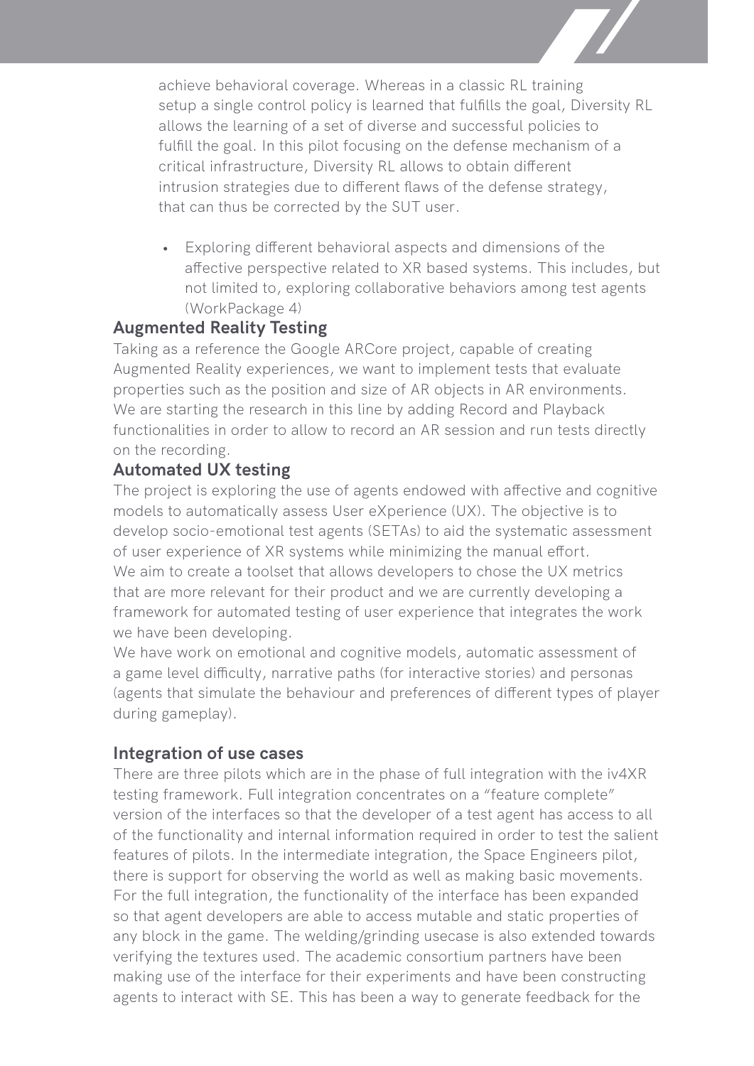achieve behavioral coverage. Whereas in a classic RL training setup a single control policy is learned that fulfills the goal, Diversity RL allows the learning of a set of diverse and successful policies to fulfill the goal. In this pilot focusing on the defense mechanism of a critical infrastructure, Diversity RL allows to obtain different intrusion strategies due to different flaws of the defense strategy, that can thus be corrected by the SUT user.

- Exploring different behavioral aspects and dimensions of the affective perspective related to XR based systems. This includes, but not limited to, exploring collaborative behaviors among test agents (WorkPackage 4)

### Augmented Reality Testing

Taking as a reference the Google ARCore project, capable of creating Augmented Reality experiences, we want to implement tests that evaluate properties such as the position and size of AR objects in AR environments. We are starting the research in this line by adding Record and Playback functionalities in order to allow to record an AR session and run tests directly on the recording.

### Automated UX testing

The project is exploring the use of agents endowed with affective and cognitive models to automatically assess User eXperience (UX). The objective is to develop socio-emotional test agents (SETAs) to aid the systematic assessment of user experience of XR systems while minimizing the manual effort.
We aim to create a toolset that allows developers to chose the UX metrics that are more relevant for their product and we are currently developing a framework for automated testing of user experience that integrates the work we have been developing.
We have work on emotional and cognitive models, automatic assessment of a game level difficulty, narrative paths (for interactive stories) and personas (agents that simulate the behaviour and preferences of different types of player during gameplay).

### Integration of use cases

There are three pilots which are in the phase of full integration with the iv4XR testing framework. Full integration concentrates on a "feature complete" version of the interfaces so that the developer of a test agent has access to all of the functionality and internal information required in order to test the salient features of pilots. In the intermediate integration, the Space Engineers pilot, there is support for observing the world as well as making basic movements. For the full integration, the functionality of the interface has been expanded so that agent developers are able to access mutable and static properties of any block in the game. The welding/grinding usecase is also extended towards verifying the textures used. The academic consortium partners have been making use of the interface for their experiments and have been constructing agents to interact with SE. This has been a way to generate feedback for the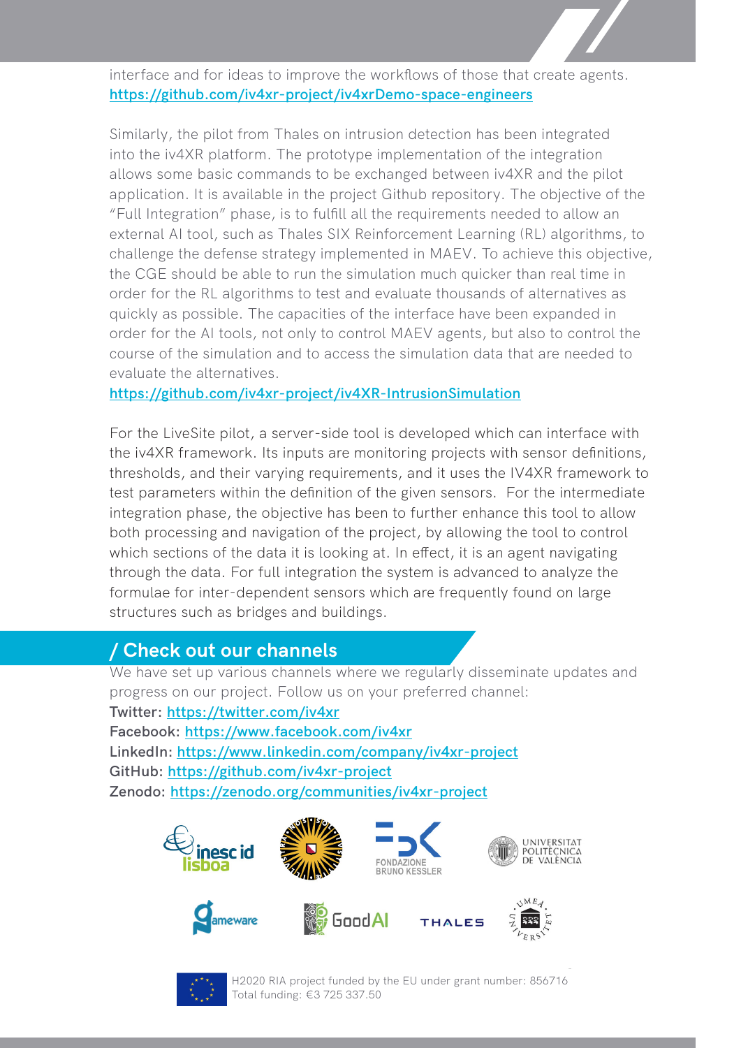interface and for ideas to improve the workflows of those that create agents.
https://github.com/iv4xr-project/iv4xrDemo-space-engineers

Similarly, the pilot from Thales on intrusion detection has been integrated into the iv4XR platform. The prototype implementation of the integration allows some basic commands to be exchanged between iv4XR and the pilot application. It is available in the project Github repository. The objective of the "Full Integration" phase, is to fulfill all the requirements needed to allow an external AI tool, such as Thales SIX Reinforcement Learning (RL) algorithms, to challenge the defense strategy implemented in MAEV. To achieve this objective, the CGE should be able to run the simulation much quicker than real time in order for the RL algorithms to test and evaluate thousands of alternatives as quickly as possible. The capacities of the interface have been expanded in order for the AI tools, not only to control MAEV agents, but also to control the course of the simulation and to access the simulation data that are needed to evaluate the alternatives.
https://github.com/iv4xr-project/iv4XR-IntrusionSimulation

For the LiveSite pilot, a server-side tool is developed which can interface with the iv4XR framework. Its inputs are monitoring projects with sensor definitions, thresholds, and their varying requirements, and it uses the IV4XR framework to test parameters within the definition of the given sensors. For the intermediate integration phase, the objective has been to further enhance this tool to allow both processing and navigation of the project, by allowing the tool to control which sections of the data it is looking at. In effect, it is an agent navigating through the data. For full integration the system is advanced to analyze the formulae for inter-dependent sensors which are frequently found on large structures such as bridges and buildings.

## / Check out our channels

We have set up various channels where we regularly disseminate updates and progress on our project. Follow us on your preferred channel:

**Twitter:** https://twitter.com/iv4xr
**Facebook:** https://www.facebook.com/iv4xr
**LinkedIn:** https://www.linkedin.com/company/iv4xr-project
**GitHub:** https://github.com/iv4xr-project
**Zenodo:** https://zenodo.org/communities/iv4xr-project

H2020 RIA project funded by the EU under grant number: 856716
Total funding: €3 725 337.50